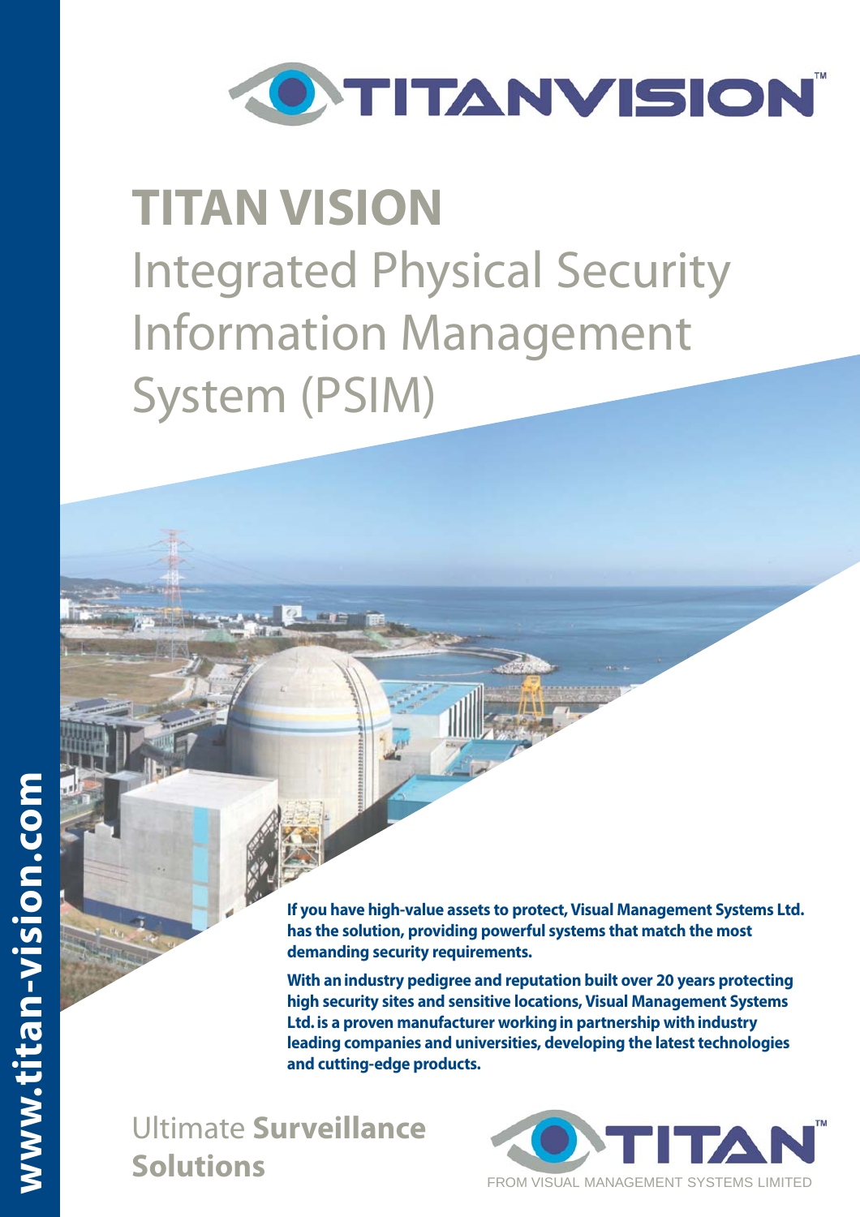# TITAN VISION

## Integrated Physical Security Information Management System (PSIM)

**If you have high-value assets to protect, Visual Management Systems Ltd. has the solution, providing powerful systems that match the most demanding security requirements.**

**With an industry pedigree and reputation built over 20 years protecting high security sites and sensitive locations, Visual Management Systems Ltd. is a proven manufacturer working in partnership with industry leading companies and universities, developing the latest technologies and cutting-edge products.**

Ultimate **Surveillance Solutions**

TITAN™

FROM VISUAL MANAGEMENT SYSTEMS LIMITED

www.titan-vision.com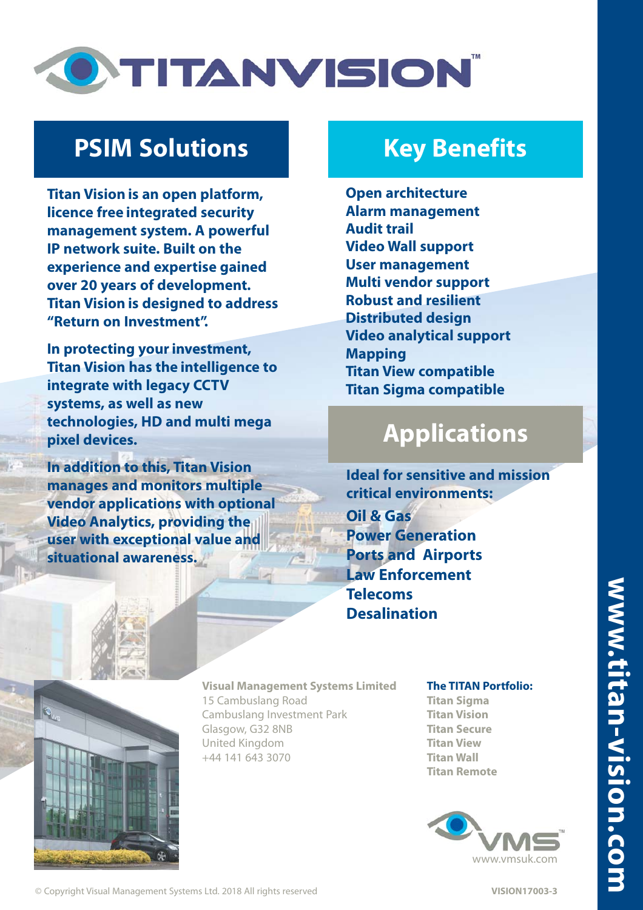# TITANVISION™

## PSIM Solutions

**Titan Vision is an open platform, licence free integrated security management system. A powerful IP network suite. Built on the experience and expertise gained over 20 years of development. Titan Vision is designed to address "Return on Investment".**

**In protecting your investment, Titan Vision has the intelligence to integrate with legacy CCTV systems, as well as new technologies, HD and multi mega pixel devices.**

**In addition to this, Titan Vision manages and monitors multiple vendor applications with optional Video Analytics, providing the user with exceptional value and situational awareness.**

## Key Benefits

**Open architecture**
**Alarm management**
**Audit trail**
**Video Wall support**
**User management**
**Multi vendor support**
**Robust and resilient**
**Distributed design**
**Video analytical support**
**Mapping**
**Titan View compatible**
**Titan Sigma compatible**

## Applications

**Ideal for sensitive and mission critical environments:**

**Oil & Gas**
**Power Generation**
**Ports and Airports**
**Law Enforcement**
**Telecoms**
**Desalination**

**Visual Management Systems Limited**
15 Cambuslang Road
Cambuslang Investment Park
Glasgow, G32 8NB
United Kingdom
+44 141 643 3070

**The TITAN Portfolio:**
**Titan Sigma**
**Titan Vision**
**Titan Secure**
**Titan View**
**Titan Wall**
**Titan Remote**

VMS™
www.vmsuk.com

**www.titan-vision.com**

© Copyright Visual Management Systems Ltd. 2018 All rights reserved

VISION17003-3